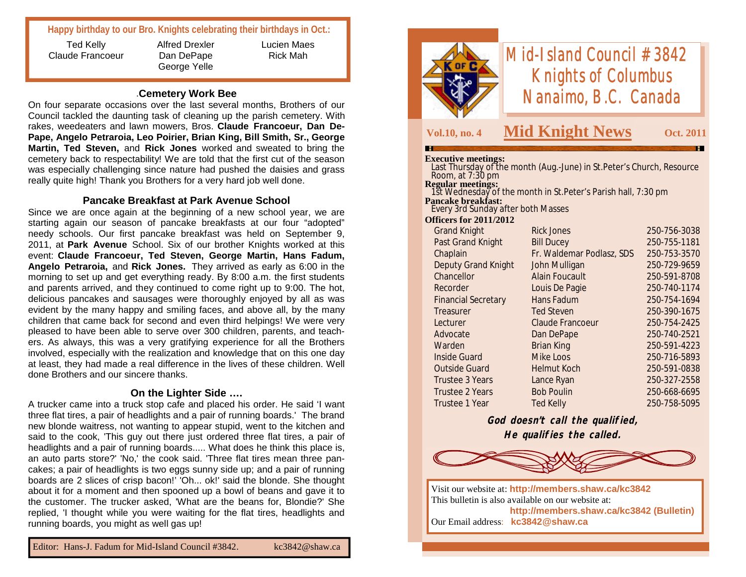# Mid-Island Council #3842
# Knights of Columbus
# Nanaimo, B.C. Canada

**Vol.10, no. 4** — **Mid Knight News** — **Oct. 2011**

**Executive meetings:**
Last Thursday of the month (Aug.-June) in St.Peter's Church, Resource Room, at 7:30 pm

**Regular meetings:**
1st Wednesday of the month in St.Peter's Parish hall, 7:30 pm

**Pancake breakfast:**
Every 3rd Sunday after both Masses

**Officers for 2011/2012**

| Office | Name | Phone |
|---|---|---|
| Grand Knight | Rick Jones | 250-756-3038 |
| Past Grand Knight | Bill Ducey | 250-755-1181 |
| Chaplain | Fr. Waldemar Podlasz, SDS | 250-753-3570 |
| Deputy Grand Knight | John Mulligan | 250-729-9659 |
| Chancellor | Alain Foucault | 250-591-8708 |
| Recorder | Louis De Pagie | 250-740-1174 |
| Financial Secretary | Hans Fadum | 250-754-1694 |
| Treasurer | Ted Steven | 250-390-1675 |
| Lecturer | Claude Francoeur | 250-754-2425 |
| Advocate | Dan DePape | 250-740-2521 |
| Warden | Brian King | 250-591-4223 |
| Inside Guard | Mike Loos | 250-716-5893 |
| Outside Guard | Helmut Koch | 250-591-0838 |
| Trustee 3 Years | Lance Ryan | 250-327-2558 |
| Trustee 2 Years | Bob Poulin | 250-668-6695 |
| Trustee 1 Year | Ted Kelly | 250-758-5095 |

***God doesn't call the qualified,***
***He qualifies the called.***

Visit our website at: **http://members.shaw.ca/kc3842**
This bulletin is also available on our website at:
**http://members.shaw.ca/kc3842 (Bulletin)**
Our Email address: **kc3842@shaw.ca**

---

**Happy birthday to our Bro. Knights celebrating their birthdays in Oct.:**

Ted Kelly, Claude Francoeur, Alfred Drexler, Dan DePape, George Yelle, Lucien Maes, Rick Mah

### .Cemetery Work Bee

On four separate occasions over the last several months, Brothers of our Council tackled the daunting task of cleaning up the parish cemetery. With rakes, weedeaters and lawn mowers, Bros. **Claude Francoeur, Dan De-Pape, Angelo Petraroia, Leo Poirier, Brian King, Bill Smith, Sr., George Martin, Ted Steven,** and **Rick Jones** worked and sweated to bring the cemetery back to respectability! We are told that the first cut of the season was especially challenging since nature had pushed the daisies and grass really quite high! Thank you Brothers for a very hard job well done.

### Pancake Breakfast at Park Avenue School

Since we are once again at the beginning of a new school year, we are starting again our season of pancake breakfasts at our four "adopted" needy schools. Our first pancake breakfast was held on September 9, 2011, at **Park Avenue** School. Six of our brother Knights worked at this event: **Claude Francoeur, Ted Steven, George Martin, Hans Fadum, Angelo Petraroia,** and **Rick Jones.** They arrived as early as 6:00 in the morning to set up and get everything ready. By 8:00 a.m. the first students and parents arrived, and they continued to come right up to 9:00. The hot, delicious pancakes and sausages were thoroughly enjoyed by all as was evident by the many happy and smiling faces, and above all, by the many children that came back for second and even third helpings! We were very pleased to have been able to serve over 300 children, parents, and teach-ers. As always, this was a very gratifying experience for all the Brothers involved, especially with the realization and knowledge that on this one day at least, they had made a real difference in the lives of these children. Well done Brothers and our sincere thanks.

### On the Lighter Side ….

A trucker came into a truck stop cafe and placed his order. He said 'I want three flat tires, a pair of headlights and a pair of running boards.' The brand new blonde waitress, not wanting to appear stupid, went to the kitchen and said to the cook, 'This guy out there just ordered three flat tires, a pair of headlights and a pair of running boards..... What does he think this place is, an auto parts store?' 'No,' the cook said. 'Three flat tires mean three pan-cakes; a pair of headlights is two eggs sunny side up; and a pair of running boards are 2 slices of crisp bacon!' 'Oh... ok!' said the blonde. She thought about it for a moment and then spooned up a bowl of beans and gave it to the customer. The trucker asked, 'What are the beans for, Blondie?' She replied, 'I thought while you were waiting for the flat tires, headlights and running boards, you might as well gas up!

Editor: Hans-J. Fadum for Mid-Island Council #3842. kc3842@shaw.ca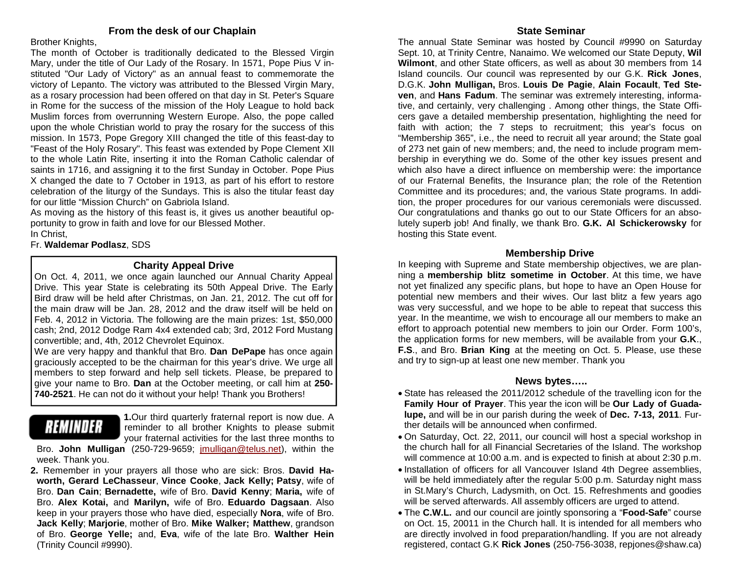## From the desk of our Chaplain

Brother Knights,

The month of October is traditionally dedicated to the Blessed Virgin Mary, under the title of Our Lady of the Rosary. In 1571, Pope Pius V instituted "Our Lady of Victory" as an annual feast to commemorate the victory of Lepanto. The victory was attributed to the Blessed Virgin Mary, as a rosary procession had been offered on that day in St. Peter's Square in Rome for the success of the mission of the Holy League to hold back Muslim forces from overrunning Western Europe. Also, the pope called upon the whole Christian world to pray the rosary for the success of this mission. In 1573, Pope Gregory XIII changed the title of this feast-day to "Feast of the Holy Rosary". This feast was extended by Pope Clement XII to the whole Latin Rite, inserting it into the Roman Catholic calendar of saints in 1716, and assigning it to the first Sunday in October. Pope Pius X changed the date to 7 October in 1913, as part of his effort to restore celebration of the liturgy of the Sundays. This is also the titular feast day for our little "Mission Church" on Gabriola Island.

As moving as the history of this feast is, it gives us another beautiful opportunity to grow in faith and love for our Blessed Mother.

In Christ,

Fr. **Waldemar Podlasz**, SDS

## Charity Appeal Drive

On Oct. 4, 2011, we once again launched our Annual Charity Appeal Drive. This year State is celebrating its 50th Appeal Drive. The Early Bird draw will be held after Christmas, on Jan. 21, 2012. The cut off for the main draw will be Jan. 28, 2012 and the draw itself will be held on Feb. 4, 2012 in Victoria. The following are the main prizes: 1st, $50,000 cash; 2nd, 2012 Dodge Ram 4x4 extended cab; 3rd, 2012 Ford Mustang convertible; and, 4th, 2012 Chevrolet Equinox.

We are very happy and thankful that Bro. **Dan DePape** has once again graciously accepted to be the chairman for this year's drive. We urge all members to step forward and help sell tickets. Please, be prepared to give your name to Bro. **Dan** at the October meeting, or call him at **250-740-2521**. He can not do it without your help! Thank you Brothers!

**REMINDER**

1. Our third quarterly fraternal report is now due. A reminder to all brother Knights to please submit your fraternal activities for the last three months to Bro. **John Mulligan** (250-729-9659; jmulligan@telus.net), within the week. Thank you.
2. Remember in your prayers all those who are sick: Bros. **David Haworth, Gerard LeChasseur**, **Vince Cooke**, **Jack Kelly; Patsy**, wife of Bro. **Dan Cain**; **Bernadette,** wife of Bro. **David Kenny**; **Maria,** wife of Bro. **Alex Kotai,** and **Marilyn,** wife of Bro. **Eduardo Dagsaan**. Also keep in your prayers those who have died, especially **Nora**, wife of Bro. **Jack Kelly**; **Marjorie**, mother of Bro. **Mike Walker; Matthew**, grandson of Bro. **George Yelle;** and, **Eva**, wife of the late Bro. **Walther Hein** (Trinity Council #9990).

## State Seminar

The annual State Seminar was hosted by Council #9990 on Saturday Sept. 10, at Trinity Centre, Nanaimo. We welcomed our State Deputy, **Wil Wilmont**, and other State officers, as well as about 30 members from 14 Island councils. Our council was represented by our G.K. **Rick Jones**, D.G.K. **John Mulligan,** Bros. **Louis De Pagie**, **Alain Focault**, **Ted Steven**, and **Hans Fadum**. The seminar was extremely interesting, informative, and certainly, very challenging . Among other things, the State Officers gave a detailed membership presentation, highlighting the need for faith with action; the 7 steps to recruitment; this year's focus on "Membership 365", i.e., the need to recruit all year around; the State goal of 273 net gain of new members; and, the need to include program membership in everything we do. Some of the other key issues present and which also have a direct influence on membership were: the importance of our Fraternal Benefits, the Insurance plan; the role of the Retention Committee and its procedures; and, the various State programs. In addition, the proper procedures for our various ceremonials were discussed. Our congratulations and thanks go out to our State Officers for an absolutely superb job! And finally, we thank Bro. **G.K. Al Schickerowsky** for hosting this State event.

## Membership Drive

In keeping with Supreme and State membership objectives, we are planning a **membership blitz sometime in October**. At this time, we have not yet finalized any specific plans, but hope to have an Open House for potential new members and their wives. Our last blitz a few years ago was very successful, and we hope to be able to repeat that success this year. In the meantime, we wish to encourage all our members to make an effort to approach potential new members to join our Order. Form 100's, the application forms for new members, will be available from your **G.K**., **F.S**., and Bro. **Brian King** at the meeting on Oct. 5. Please, use these and try to sign-up at least one new member. Thank you

## News bytes…..

- State has released the 2011/2012 schedule of the travelling icon for the **Family Hour of Prayer**. This year the icon will be **Our Lady of Guadalupe,** and will be in our parish during the week of **Dec. 7-13, 2011**. Further details will be announced when confirmed.
- On Saturday, Oct. 22, 2011, our council will host a special workshop in the church hall for all Financial Secretaries of the Island. The workshop will commence at 10:00 a.m. and is expected to finish at about 2:30 p.m.
- Installation of officers for all Vancouver Island 4th Degree assemblies, will be held immediately after the regular 5:00 p.m. Saturday night mass in St.Mary's Church, Ladysmith, on Oct. 15. Refreshments and goodies will be served afterwards. All assembly officers are urged to attend.
- The **C.W.L.** and our council are jointly sponsoring a "**Food-Safe**" course on Oct. 15, 20011 in the Church hall. It is intended for all members who are directly involved in food preparation/handling. If you are not already registered, contact G.K **Rick Jones** (250-756-3038, repjones@shaw.ca)